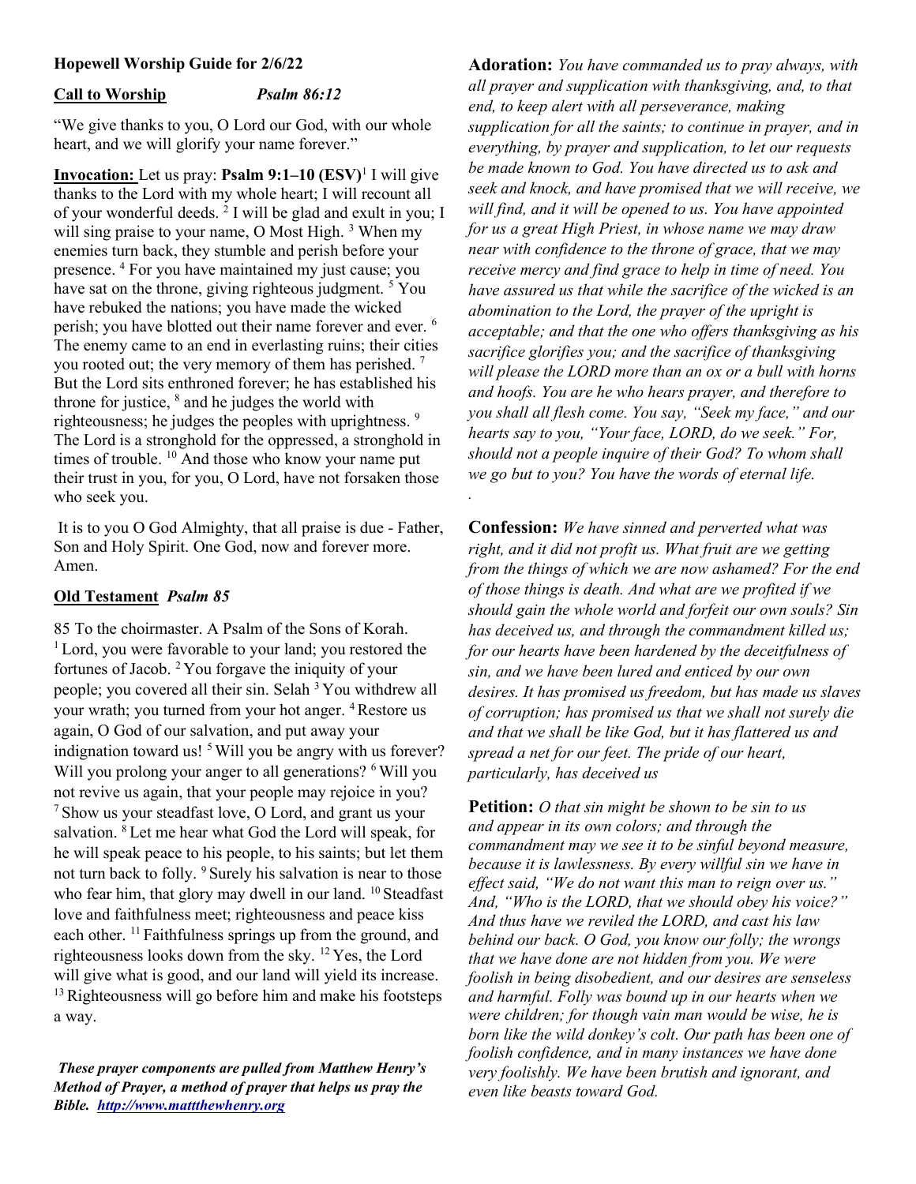**Hopewell Worship Guide for 2/6/22**

**Call to Worship** *Psalm 86:12*

"We give thanks to you, O Lord our God, with our whole heart, and we will glorify your name forever."

**Invocation:** Let us pray: **Psalm 9:1–10 (ESV)**[1] I will give thanks to the Lord with my whole heart; I will recount all of your wonderful deeds. [2] I will be glad and exult in you; I will sing praise to your name, O Most High. [3] When my enemies turn back, they stumble and perish before your presence. [4] For you have maintained my just cause; you have sat on the throne, giving righteous judgment. [5] You have rebuked the nations; you have made the wicked perish; you have blotted out their name forever and ever. [6] The enemy came to an end in everlasting ruins; their cities you rooted out; the very memory of them has perished. [7] But the Lord sits enthroned forever; he has established his throne for justice, [8] and he judges the world with righteousness; he judges the peoples with uprightness. [9] The Lord is a stronghold for the oppressed, a stronghold in times of trouble. [10] And those who know your name put their trust in you, for you, O Lord, have not forsaken those who seek you.

It is to you O God Almighty, that all praise is due - Father, Son and Holy Spirit. One God, now and forever more. Amen.

**Old Testament** *Psalm 85*

85 To the choirmaster. A Psalm of the Sons of Korah. [1] Lord, you were favorable to your land; you restored the fortunes of Jacob. [2] You forgave the iniquity of your people; you covered all their sin. Selah [3] You withdrew all your wrath; you turned from your hot anger. [4] Restore us again, O God of our salvation, and put away your indignation toward us! [5] Will you be angry with us forever? Will you prolong your anger to all generations? [6] Will you not revive us again, that your people may rejoice in you? [7] Show us your steadfast love, O Lord, and grant us your salvation. [8] Let me hear what God the Lord will speak, for he will speak peace to his people, to his saints; but let them not turn back to folly. [9] Surely his salvation is near to those who fear him, that glory may dwell in our land. [10] Steadfast love and faithfulness meet; righteousness and peace kiss each other. [11] Faithfulness springs up from the ground, and righteousness looks down from the sky. [12] Yes, the Lord will give what is good, and our land will yield its increase. [13] Righteousness will go before him and make his footsteps a way.

***These prayer components are pulled from Matthew Henry's Method of Prayer, a method of prayer that helps us pray the Bible. [http://www.mattthewhenry.org](http://www.mattthewhenry.org)***

**Adoration:** *You have commanded us to pray always, with all prayer and supplication with thanksgiving, and, to that end, to keep alert with all perseverance, making supplication for all the saints; to continue in prayer, and in everything, by prayer and supplication, to let our requests be made known to God. You have directed us to ask and seek and knock, and have promised that we will receive, we will find, and it will be opened to us. You have appointed for us a great High Priest, in whose name we may draw near with confidence to the throne of grace, that we may receive mercy and find grace to help in time of need. You have assured us that while the sacrifice of the wicked is an abomination to the Lord, the prayer of the upright is acceptable; and that the one who offers thanksgiving as his sacrifice glorifies you; and the sacrifice of thanksgiving will please the LORD more than an ox or a bull with horns and hoofs. You are he who hears prayer, and therefore to you shall all flesh come. You say, "Seek my face," and our hearts say to you, "Your face, LORD, do we seek." For, should not a people inquire of their God? To whom shall we go but to you? You have the words of eternal life.*

**Confession:** *We have sinned and perverted what was right, and it did not profit us. What fruit are we getting from the things of which we are now ashamed? For the end of those things is death. And what are we profited if we should gain the whole world and forfeit our own souls? Sin has deceived us, and through the commandment killed us; for our hearts have been hardened by the deceitfulness of sin, and we have been lured and enticed by our own desires. It has promised us freedom, but has made us slaves of corruption; has promised us that we shall not surely die and that we shall be like God, but it has flattered us and spread a net for our feet. The pride of our heart, particularly, has deceived us*

**Petition:** *O that sin might be shown to be sin to us and appear in its own colors; and through the commandment may we see it to be sinful beyond measure, because it is lawlessness. By every willful sin we have in effect said, "We do not want this man to reign over us." And, "Who is the LORD, that we should obey his voice?" And thus have we reviled the LORD, and cast his law behind our back. O God, you know our folly; the wrongs that we have done are not hidden from you. We were foolish in being disobedient, and our desires are senseless and harmful. Folly was bound up in our hearts when we were children; for though vain man would be wise, he is born like the wild donkey's colt. Our path has been one of foolish confidence, and in many instances we have done very foolishly. We have been brutish and ignorant, and even like beasts toward God.*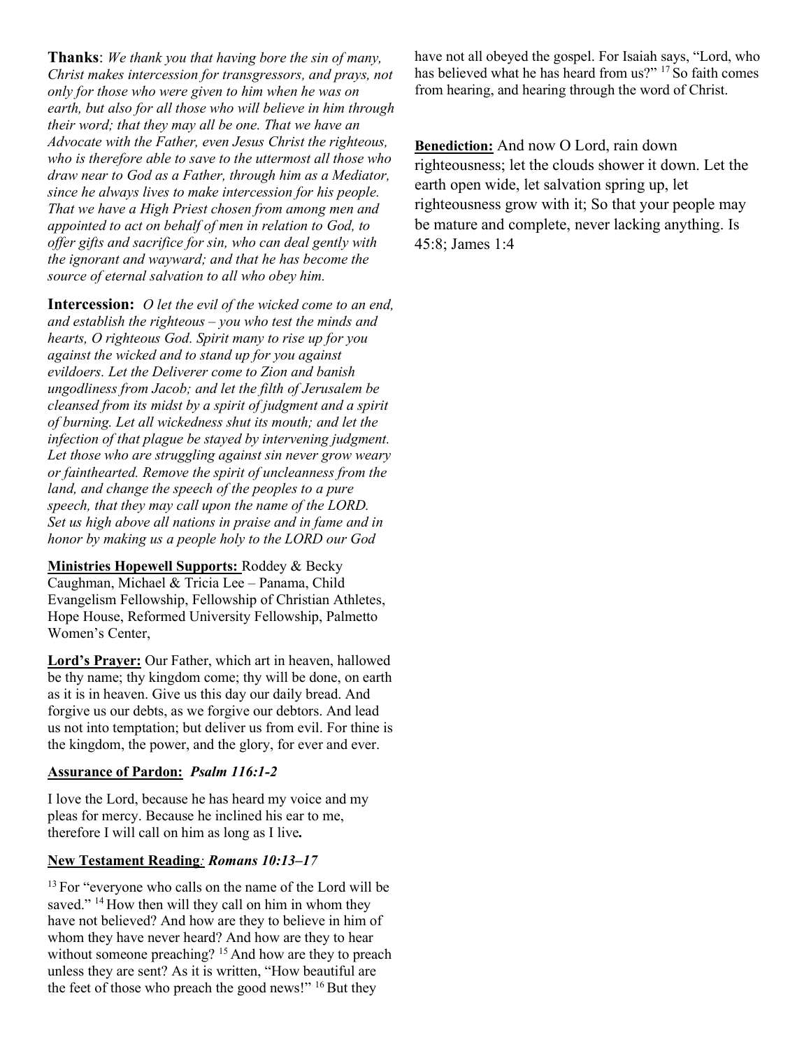**Thanks**: *We thank you that having bore the sin of many, Christ makes intercession for transgressors, and prays, not only for those who were given to him when he was on earth, but also for all those who will believe in him through their word; that they may all be one. That we have an Advocate with the Father, even Jesus Christ the righteous, who is therefore able to save to the uttermost all those who draw near to God as a Father, through him as a Mediator, since he always lives to make intercession for his people. That we have a High Priest chosen from among men and appointed to act on behalf of men in relation to God, to offer gifts and sacrifice for sin, who can deal gently with the ignorant and wayward; and that he has become the source of eternal salvation to all who obey him.*

**Intercession:** *O let the evil of the wicked come to an end, and establish the righteous – you who test the minds and hearts, O righteous God. Spirit many to rise up for you against the wicked and to stand up for you against evildoers. Let the Deliverer come to Zion and banish ungodliness from Jacob; and let the filth of Jerusalem be cleansed from its midst by a spirit of judgment and a spirit of burning. Let all wickedness shut its mouth; and let the infection of that plague be stayed by intervening judgment. Let those who are struggling against sin never grow weary or fainthearted. Remove the spirit of uncleanness from the land, and change the speech of the peoples to a pure speech, that they may call upon the name of the LORD. Set us high above all nations in praise and in fame and in honor by making us a people holy to the LORD our God*

**Ministries Hopewell Supports:** Roddey & Becky Caughman, Michael & Tricia Lee – Panama, Child Evangelism Fellowship, Fellowship of Christian Athletes, Hope House, Reformed University Fellowship, Palmetto Women's Center,

**Lord's Prayer:** Our Father, which art in heaven, hallowed be thy name; thy kingdom come; thy will be done, on earth as it is in heaven. Give us this day our daily bread. And forgive us our debts, as we forgive our debtors. And lead us not into temptation; but deliver us from evil. For thine is the kingdom, the power, and the glory, for ever and ever.

**Assurance of Pardon:** ***Psalm 116:1-2***

I love the Lord, because he has heard my voice and my pleas for mercy. Because he inclined his ear to me, therefore I will call on him as long as I live**.**

**New Testament Reading*: Romans 10:13–17***

[13] For "everyone who calls on the name of the Lord will be saved." [14] How then will they call on him in whom they have not believed? And how are they to believe in him of whom they have never heard? And how are they to hear without someone preaching? [15] And how are they to preach unless they are sent? As it is written, "How beautiful are the feet of those who preach the good news!" [16] But they have not all obeyed the gospel. For Isaiah says, "Lord, who has believed what he has heard from us?" [17] So faith comes from hearing, and hearing through the word of Christ.

**Benediction:** And now O Lord, rain down righteousness; let the clouds shower it down. Let the earth open wide, let salvation spring up, let righteousness grow with it; So that your people may be mature and complete, never lacking anything. Is 45:8; James 1:4